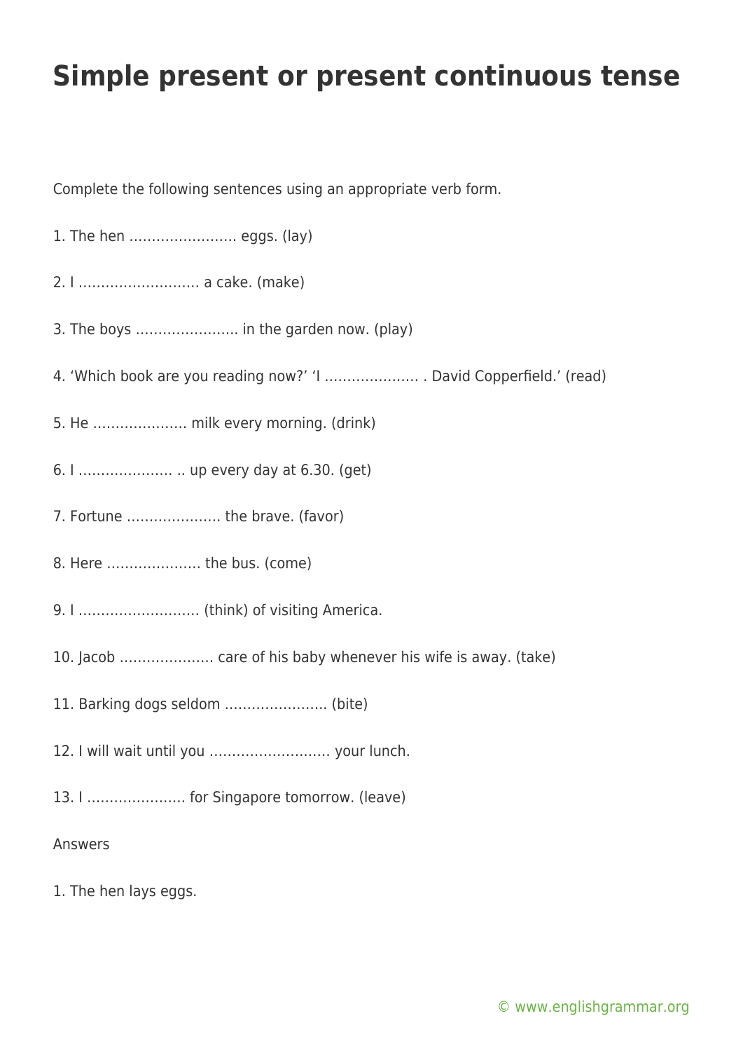# Simple present or present continuous tense

Complete the following sentences using an appropriate verb form.

1. The hen …………………… eggs. (lay)

2. I ……………………… a cake. (make)

3. The boys ………………….. in the garden now. (play)

4. 'Which book are you reading now?' 'I ………………… . David Copperfield.' (read)

5. He ………………… milk every morning. (drink)

6. I ………………… .. up every day at 6.30. (get)

7. Fortune ………………… the brave. (favor)

8. Here ………………… the bus. (come)

9. I ……………………… (think) of visiting America.

10. Jacob ………………… care of his baby whenever his wife is away. (take)

11. Barking dogs seldom ………………….. (bite)

12. I will wait until you ……………………… your lunch.

13. I …………………. for Singapore tomorrow. (leave)

Answers

1. The hen lays eggs.

© www.englishgrammar.org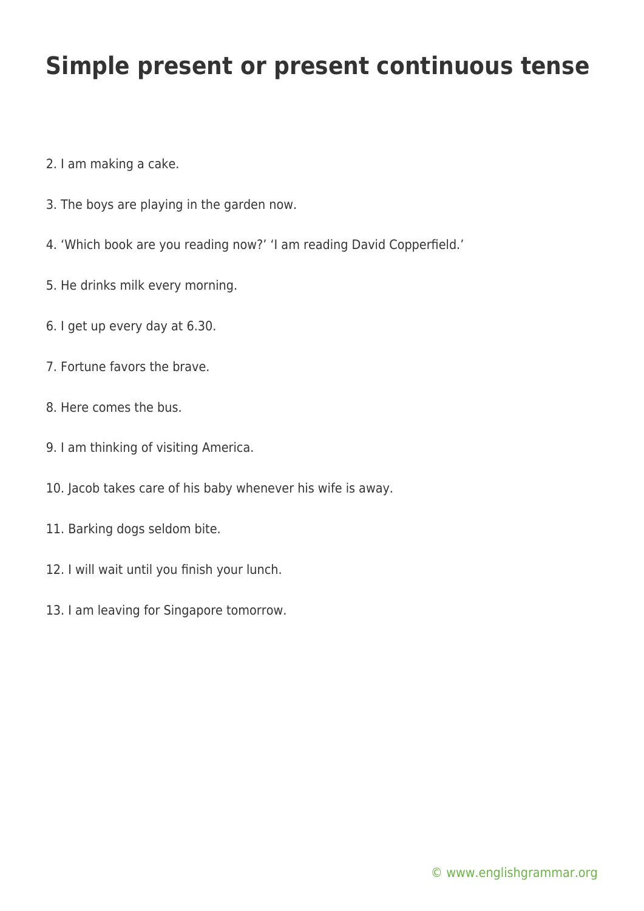# Simple present or present continuous tense

2. I am making a cake.

3. The boys are playing in the garden now.

4. 'Which book are you reading now?' 'I am reading David Copperfield.'

5. He drinks milk every morning.

6. I get up every day at 6.30.

7. Fortune favors the brave.

8. Here comes the bus.

9. I am thinking of visiting America.

10. Jacob takes care of his baby whenever his wife is away.

11. Barking dogs seldom bite.

12. I will wait until you finish your lunch.

13. I am leaving for Singapore tomorrow.

© www.englishgrammar.org